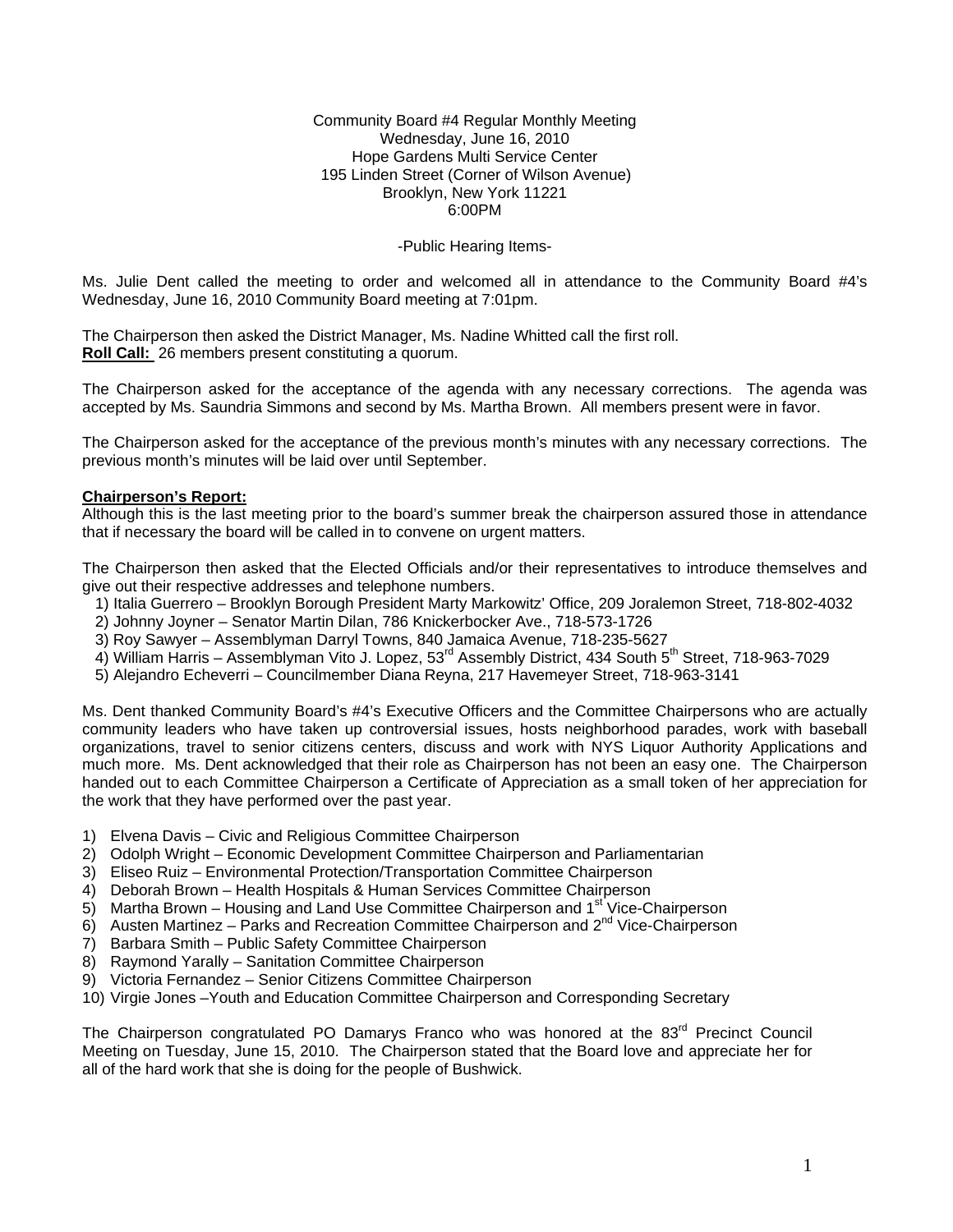Community Board #4 Regular Monthly Meeting
Wednesday, June 16, 2010
Hope Gardens Multi Service Center
195 Linden Street (Corner of Wilson Avenue)
Brooklyn, New York 11221
6:00PM

-Public Hearing Items-

Ms. Julie Dent called the meeting to order and welcomed all in attendance to the Community Board #4's Wednesday, June 16, 2010 Community Board meeting at 7:01pm.

The Chairperson then asked the District Manager, Ms. Nadine Whitted call the first roll.
**Roll Call:** 26 members present constituting a quorum.

The Chairperson asked for the acceptance of the agenda with any necessary corrections. The agenda was accepted by Ms. Saundria Simmons and second by Ms. Martha Brown. All members present were in favor.

The Chairperson asked for the acceptance of the previous month's minutes with any necessary corrections. The previous month's minutes will be laid over until September.

**Chairperson's Report:**
Although this is the last meeting prior to the board's summer break the chairperson assured those in attendance that if necessary the board will be called in to convene on urgent matters.

The Chairperson then asked that the Elected Officials and/or their representatives to introduce themselves and give out their respective addresses and telephone numbers.

1) Italia Guerrero – Brooklyn Borough President Marty Markowitz' Office, 209 Joralemon Street, 718-802-4032
2) Johnny Joyner – Senator Martin Dilan, 786 Knickerbocker Ave., 718-573-1726
3) Roy Sawyer – Assemblyman Darryl Towns, 840 Jamaica Avenue, 718-235-5627
4) William Harris – Assemblyman Vito J. Lopez, 53rd Assembly District, 434 South 5th Street, 718-963-7029
5) Alejandro Echeverri – Councilmember Diana Reyna, 217 Havemeyer Street, 718-963-3141

Ms. Dent thanked Community Board's #4's Executive Officers and the Committee Chairpersons who are actually community leaders who have taken up controversial issues, hosts neighborhood parades, work with baseball organizations, travel to senior citizens centers, discuss and work with NYS Liquor Authority Applications and much more. Ms. Dent acknowledged that their role as Chairperson has not been an easy one. The Chairperson handed out to each Committee Chairperson a Certificate of Appreciation as a small token of her appreciation for the work that they have performed over the past year.

1) Elvena Davis – Civic and Religious Committee Chairperson
2) Odolph Wright – Economic Development Committee Chairperson and Parliamentarian
3) Eliseo Ruiz – Environmental Protection/Transportation Committee Chairperson
4) Deborah Brown – Health Hospitals & Human Services Committee Chairperson
5) Martha Brown – Housing and Land Use Committee Chairperson and 1st Vice-Chairperson
6) Austen Martinez – Parks and Recreation Committee Chairperson and 2nd Vice-Chairperson
7) Barbara Smith – Public Safety Committee Chairperson
8) Raymond Yarally – Sanitation Committee Chairperson
9) Victoria Fernandez – Senior Citizens Committee Chairperson
10) Virgie Jones –Youth and Education Committee Chairperson and Corresponding Secretary

The Chairperson congratulated PO Damarys Franco who was honored at the 83rd Precinct Council Meeting on Tuesday, June 15, 2010. The Chairperson stated that the Board love and appreciate her for all of the hard work that she is doing for the people of Bushwick.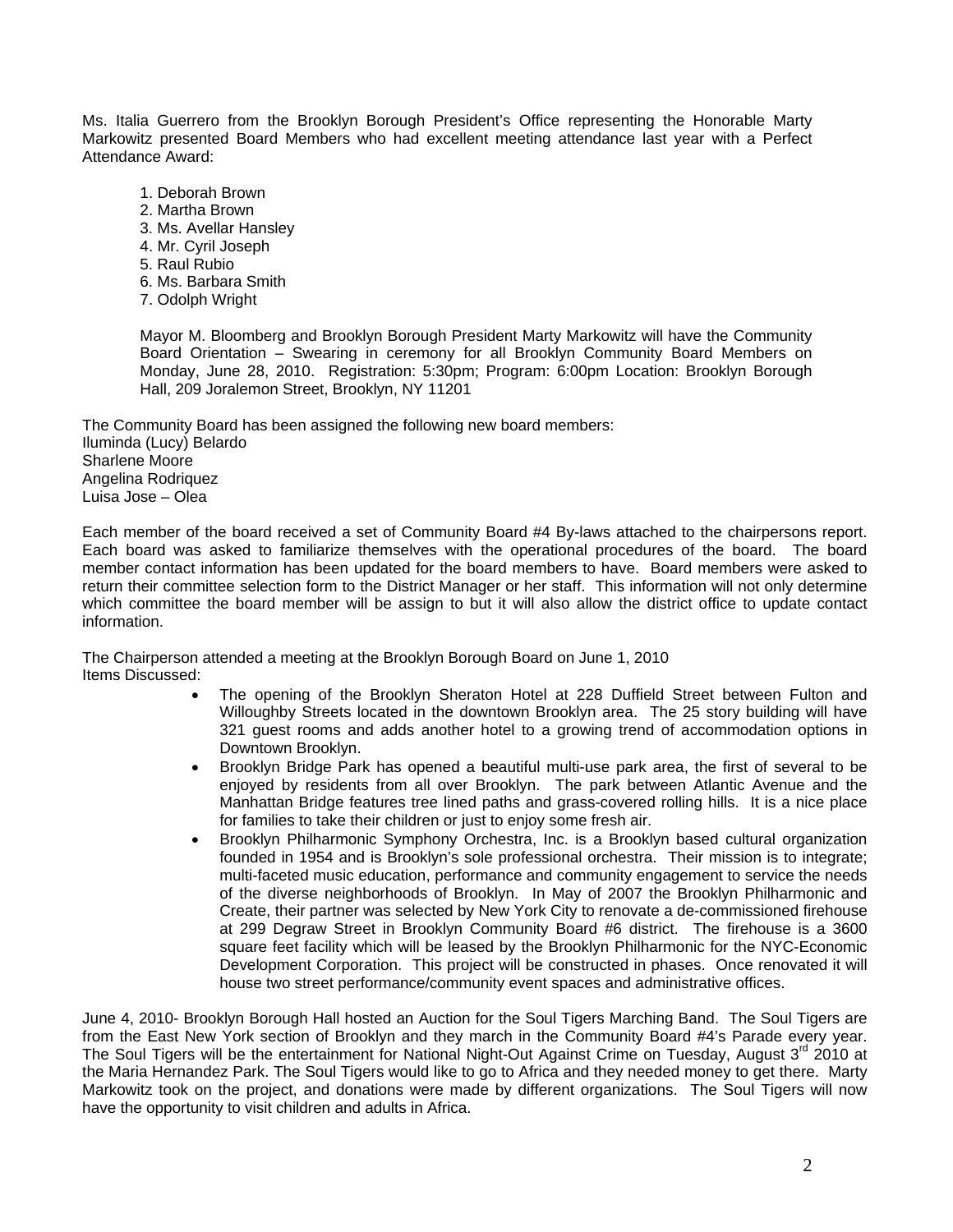Ms. Italia Guerrero from the Brooklyn Borough President's Office representing the Honorable Marty Markowitz presented Board Members who had excellent meeting attendance last year with a Perfect Attendance Award:

1. Deborah Brown
2. Martha Brown
3. Ms. Avellar Hansley
4. Mr. Cyril Joseph
5. Raul Rubio
6. Ms. Barbara Smith
7. Odolph Wright

Mayor M. Bloomberg and Brooklyn Borough President Marty Markowitz will have the Community Board Orientation – Swearing in ceremony for all Brooklyn Community Board Members on Monday, June 28, 2010. Registration: 5:30pm; Program: 6:00pm Location: Brooklyn Borough Hall, 209 Joralemon Street, Brooklyn, NY 11201

The Community Board has been assigned the following new board members:
Iluminda (Lucy) Belardo
Sharlene Moore
Angelina Rodriquez
Luisa Jose – Olea

Each member of the board received a set of Community Board #4 By-laws attached to the chairpersons report. Each board was asked to familiarize themselves with the operational procedures of the board. The board member contact information has been updated for the board members to have. Board members were asked to return their committee selection form to the District Manager or her staff. This information will not only determine which committee the board member will be assign to but it will also allow the district office to update contact information.

The Chairperson attended a meeting at the Brooklyn Borough Board on June 1, 2010
Items Discussed:

- The opening of the Brooklyn Sheraton Hotel at 228 Duffield Street between Fulton and Willoughby Streets located in the downtown Brooklyn area. The 25 story building will have 321 guest rooms and adds another hotel to a growing trend of accommodation options in Downtown Brooklyn.
- Brooklyn Bridge Park has opened a beautiful multi-use park area, the first of several to be enjoyed by residents from all over Brooklyn. The park between Atlantic Avenue and the Manhattan Bridge features tree lined paths and grass-covered rolling hills. It is a nice place for families to take their children or just to enjoy some fresh air.
- Brooklyn Philharmonic Symphony Orchestra, Inc. is a Brooklyn based cultural organization founded in 1954 and is Brooklyn's sole professional orchestra. Their mission is to integrate; multi-faceted music education, performance and community engagement to service the needs of the diverse neighborhoods of Brooklyn. In May of 2007 the Brooklyn Philharmonic and Create, their partner was selected by New York City to renovate a de-commissioned firehouse at 299 Degraw Street in Brooklyn Community Board #6 district. The firehouse is a 3600 square feet facility which will be leased by the Brooklyn Philharmonic for the NYC-Economic Development Corporation. This project will be constructed in phases. Once renovated it will house two street performance/community event spaces and administrative offices.

June 4, 2010- Brooklyn Borough Hall hosted an Auction for the Soul Tigers Marching Band. The Soul Tigers are from the East New York section of Brooklyn and they march in the Community Board #4's Parade every year. The Soul Tigers will be the entertainment for National Night-Out Against Crime on Tuesday, August 3rd 2010 at the Maria Hernandez Park. The Soul Tigers would like to go to Africa and they needed money to get there. Marty Markowitz took on the project, and donations were made by different organizations. The Soul Tigers will now have the opportunity to visit children and adults in Africa.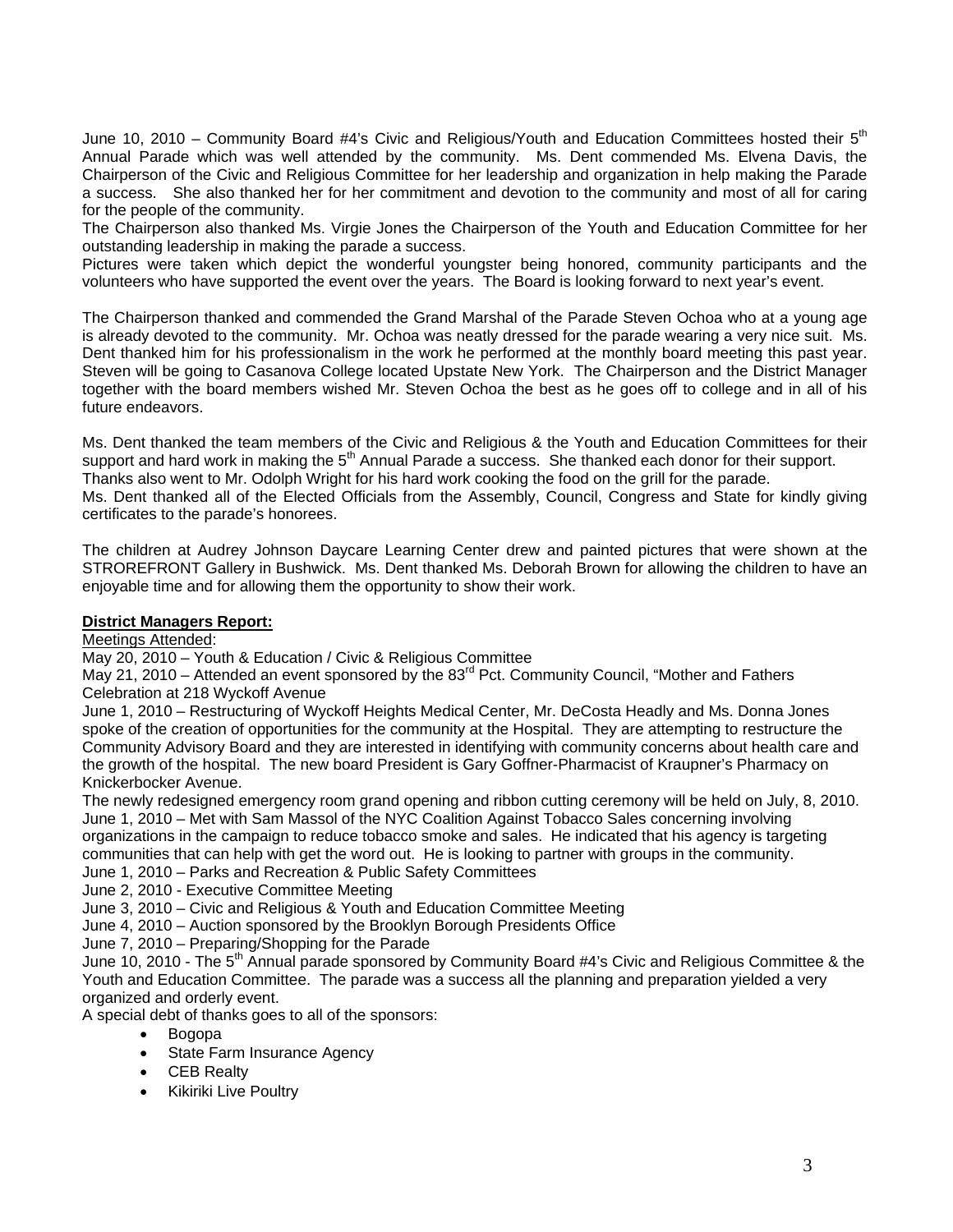June 10, 2010 – Community Board #4's Civic and Religious/Youth and Education Committees hosted their 5th Annual Parade which was well attended by the community. Ms. Dent commended Ms. Elvena Davis, the Chairperson of the Civic and Religious Committee for her leadership and organization in help making the Parade a success. She also thanked her for her commitment and devotion to the community and most of all for caring for the people of the community.

The Chairperson also thanked Ms. Virgie Jones the Chairperson of the Youth and Education Committee for her outstanding leadership in making the parade a success.

Pictures were taken which depict the wonderful youngster being honored, community participants and the volunteers who have supported the event over the years. The Board is looking forward to next year's event.

The Chairperson thanked and commended the Grand Marshal of the Parade Steven Ochoa who at a young age is already devoted to the community. Mr. Ochoa was neatly dressed for the parade wearing a very nice suit. Ms. Dent thanked him for his professionalism in the work he performed at the monthly board meeting this past year. Steven will be going to Casanova College located Upstate New York. The Chairperson and the District Manager together with the board members wished Mr. Steven Ochoa the best as he goes off to college and in all of his future endeavors.

Ms. Dent thanked the team members of the Civic and Religious & the Youth and Education Committees for their support and hard work in making the 5th Annual Parade a success. She thanked each donor for their support.

Thanks also went to Mr. Odolph Wright for his hard work cooking the food on the grill for the parade.

Ms. Dent thanked all of the Elected Officials from the Assembly, Council, Congress and State for kindly giving certificates to the parade's honorees.

The children at Audrey Johnson Daycare Learning Center drew and painted pictures that were shown at the STROREFRONT Gallery in Bushwick. Ms. Dent thanked Ms. Deborah Brown for allowing the children to have an enjoyable time and for allowing them the opportunity to show their work.

**District Managers Report:**

Meetings Attended:

May 20, 2010 – Youth & Education / Civic & Religious Committee

May 21, 2010 – Attended an event sponsored by the 83rd Pct. Community Council, "Mother and Fathers Celebration at 218 Wyckoff Avenue

June 1, 2010 – Restructuring of Wyckoff Heights Medical Center, Mr. DeCosta Headly and Ms. Donna Jones spoke of the creation of opportunities for the community at the Hospital. They are attempting to restructure the Community Advisory Board and they are interested in identifying with community concerns about health care and the growth of the hospital. The new board President is Gary Goffner-Pharmacist of Kraupner's Pharmacy on Knickerbocker Avenue.

The newly redesigned emergency room grand opening and ribbon cutting ceremony will be held on July, 8, 2010.

June 1, 2010 – Met with Sam Massol of the NYC Coalition Against Tobacco Sales concerning involving organizations in the campaign to reduce tobacco smoke and sales. He indicated that his agency is targeting communities that can help with get the word out. He is looking to partner with groups in the community.

June 1, 2010 – Parks and Recreation & Public Safety Committees

June 2, 2010 - Executive Committee Meeting

June 3, 2010 – Civic and Religious & Youth and Education Committee Meeting

June 4, 2010 – Auction sponsored by the Brooklyn Borough Presidents Office

June 7, 2010 – Preparing/Shopping for the Parade

June 10, 2010 - The 5th Annual parade sponsored by Community Board #4's Civic and Religious Committee & the Youth and Education Committee. The parade was a success all the planning and preparation yielded a very organized and orderly event.

A special debt of thanks goes to all of the sponsors:

- Bogopa
- State Farm Insurance Agency
- CEB Realty
- Kikiriki Live Poultry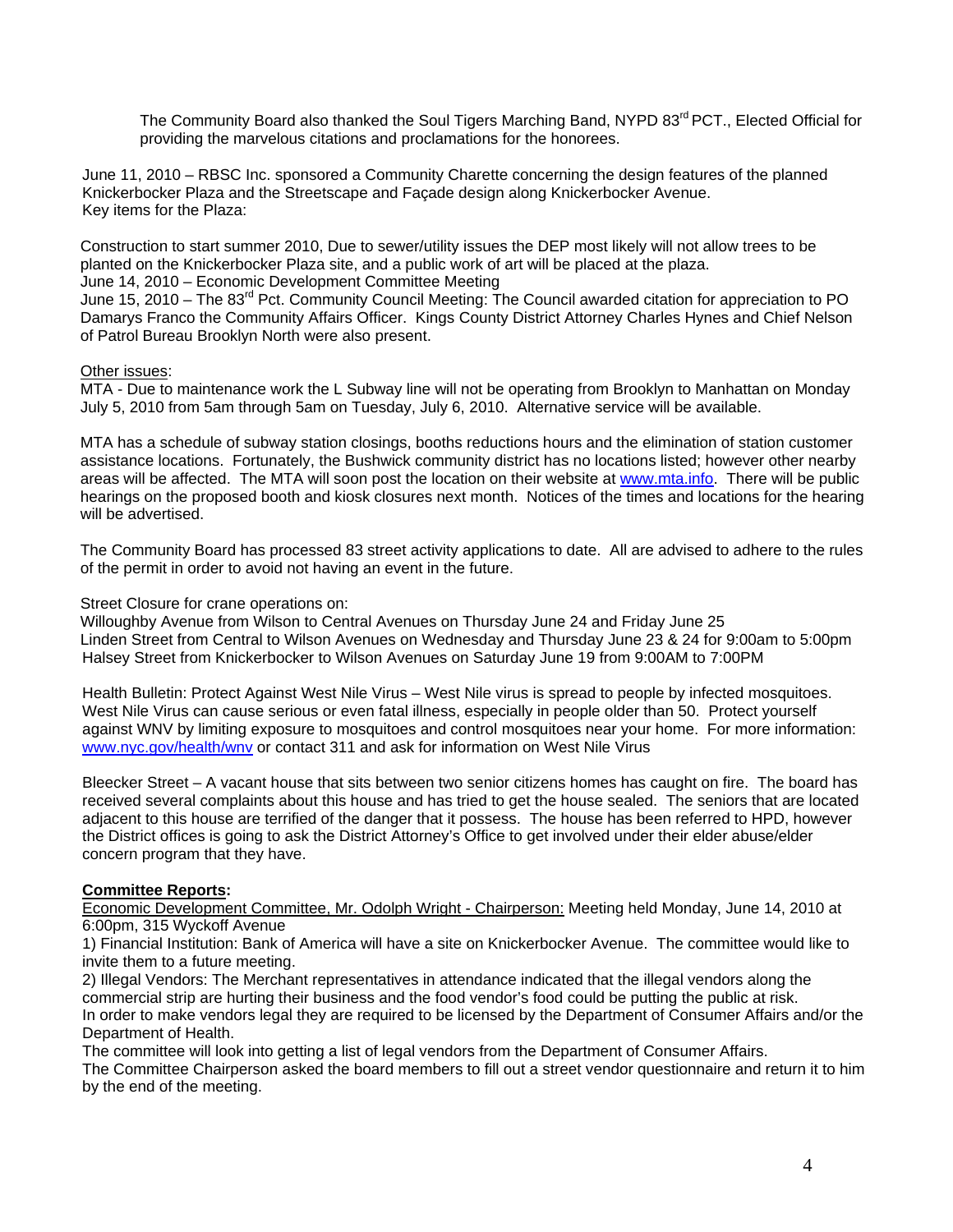The Community Board also thanked the Soul Tigers Marching Band, NYPD 83rd PCT., Elected Official for providing the marvelous citations and proclamations for the honorees.

June 11, 2010 – RBSC Inc. sponsored a Community Charette concerning the design features of the planned Knickerbocker Plaza and the Streetscape and Façade design along Knickerbocker Avenue.
Key items for the Plaza:

Construction to start summer 2010, Due to sewer/utility issues the DEP most likely will not allow trees to be planted on the Knickerbocker Plaza site, and a public work of art will be placed at the plaza.
June 14, 2010 – Economic Development Committee Meeting
June 15, 2010 – The 83rd Pct. Community Council Meeting: The Council awarded citation for appreciation to PO Damarys Franco the Community Affairs Officer. Kings County District Attorney Charles Hynes and Chief Nelson of Patrol Bureau Brooklyn North were also present.

Other issues:
MTA - Due to maintenance work the L Subway line will not be operating from Brooklyn to Manhattan on Monday July 5, 2010 from 5am through 5am on Tuesday, July 6, 2010. Alternative service will be available.

MTA has a schedule of subway station closings, booths reductions hours and the elimination of station customer assistance locations. Fortunately, the Bushwick community district has no locations listed; however other nearby areas will be affected. The MTA will soon post the location on their website at www.mta.info. There will be public hearings on the proposed booth and kiosk closures next month. Notices of the times and locations for the hearing will be advertised.

The Community Board has processed 83 street activity applications to date. All are advised to adhere to the rules of the permit in order to avoid not having an event in the future.

Street Closure for crane operations on:
Willoughby Avenue from Wilson to Central Avenues on Thursday June 24 and Friday June 25
Linden Street from Central to Wilson Avenues on Wednesday and Thursday June 23 & 24 for 9:00am to 5:00pm
Halsey Street from Knickerbocker to Wilson Avenues on Saturday June 19 from 9:00AM to 7:00PM

Health Bulletin: Protect Against West Nile Virus – West Nile virus is spread to people by infected mosquitoes. West Nile Virus can cause serious or even fatal illness, especially in people older than 50. Protect yourself against WNV by limiting exposure to mosquitoes and control mosquitoes near your home. For more information: www.nyc.gov/health/wnv or contact 311 and ask for information on West Nile Virus

Bleecker Street – A vacant house that sits between two senior citizens homes has caught on fire. The board has received several complaints about this house and has tried to get the house sealed. The seniors that are located adjacent to this house are terrified of the danger that it possess. The house has been referred to HPD, however the District offices is going to ask the District Attorney's Office to get involved under their elder abuse/elder concern program that they have.

**Committee Reports:**

Economic Development Committee, Mr. Odolph Wright - Chairperson: Meeting held Monday, June 14, 2010 at 6:00pm, 315 Wyckoff Avenue

1) Financial Institution: Bank of America will have a site on Knickerbocker Avenue. The committee would like to invite them to a future meeting.
2) Illegal Vendors: The Merchant representatives in attendance indicated that the illegal vendors along the commercial strip are hurting their business and the food vendor's food could be putting the public at risk.
In order to make vendors legal they are required to be licensed by the Department of Consumer Affairs and/or the Department of Health.
The committee will look into getting a list of legal vendors from the Department of Consumer Affairs.
The Committee Chairperson asked the board members to fill out a street vendor questionnaire and return it to him by the end of the meeting.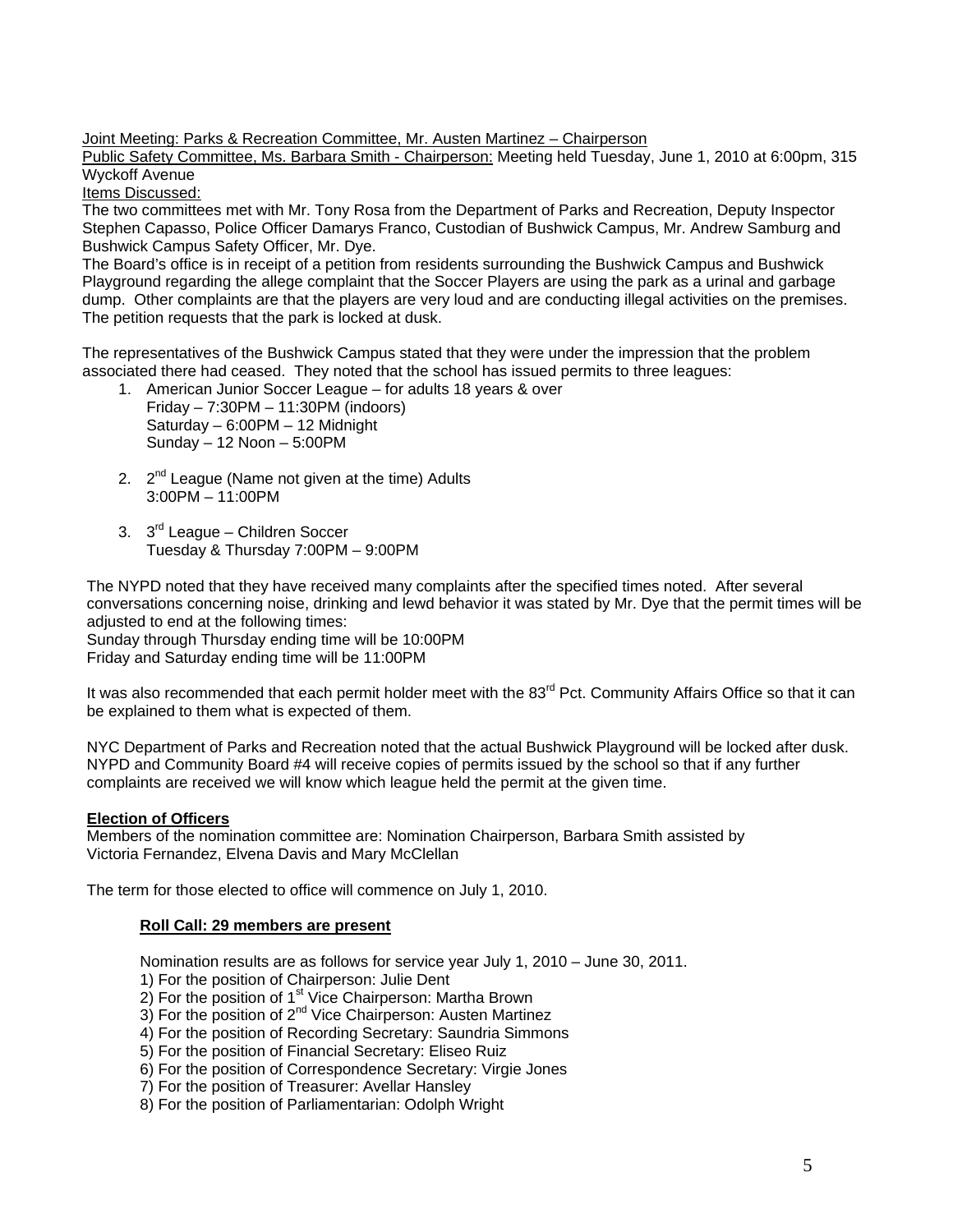Joint Meeting: Parks & Recreation Committee, Mr. Austen Martinez – Chairperson

Public Safety Committee, Ms. Barbara Smith - Chairperson: Meeting held Tuesday, June 1, 2010 at 6:00pm, 315 Wyckoff Avenue

Items Discussed:

The two committees met with Mr. Tony Rosa from the Department of Parks and Recreation, Deputy Inspector Stephen Capasso, Police Officer Damarys Franco, Custodian of Bushwick Campus, Mr. Andrew Samburg and Bushwick Campus Safety Officer, Mr. Dye.

The Board's office is in receipt of a petition from residents surrounding the Bushwick Campus and Bushwick Playground regarding the allege complaint that the Soccer Players are using the park as a urinal and garbage dump. Other complaints are that the players are very loud and are conducting illegal activities on the premises. The petition requests that the park is locked at dusk.

The representatives of the Bushwick Campus stated that they were under the impression that the problem associated there had ceased. They noted that the school has issued permits to three leagues:

1. American Junior Soccer League – for adults 18 years & over
   Friday – 7:30PM – 11:30PM (indoors)
   Saturday – 6:00PM – 12 Midnight
   Sunday – 12 Noon – 5:00PM

2. 2nd League (Name not given at the time) Adults
   3:00PM – 11:00PM

3. 3rd League – Children Soccer
   Tuesday & Thursday 7:00PM – 9:00PM

The NYPD noted that they have received many complaints after the specified times noted. After several conversations concerning noise, drinking and lewd behavior it was stated by Mr. Dye that the permit times will be adjusted to end at the following times:

Sunday through Thursday ending time will be 10:00PM

Friday and Saturday ending time will be 11:00PM

It was also recommended that each permit holder meet with the 83rd Pct. Community Affairs Office so that it can be explained to them what is expected of them.

NYC Department of Parks and Recreation noted that the actual Bushwick Playground will be locked after dusk. NYPD and Community Board #4 will receive copies of permits issued by the school so that if any further complaints are received we will know which league held the permit at the given time.

**Election of Officers**

Members of the nomination committee are: Nomination Chairperson, Barbara Smith assisted by Victoria Fernandez, Elvena Davis and Mary McClellan

The term for those elected to office will commence on July 1, 2010.

**Roll Call: 29 members are present**

Nomination results are as follows for service year July 1, 2010 – June 30, 2011.

1) For the position of Chairperson: Julie Dent
2) For the position of 1st Vice Chairperson: Martha Brown
3) For the position of 2nd Vice Chairperson: Austen Martinez
4) For the position of Recording Secretary: Saundria Simmons
5) For the position of Financial Secretary: Eliseo Ruiz
6) For the position of Correspondence Secretary: Virgie Jones
7) For the position of Treasurer: Avellar Hansley
8) For the position of Parliamentarian: Odolph Wright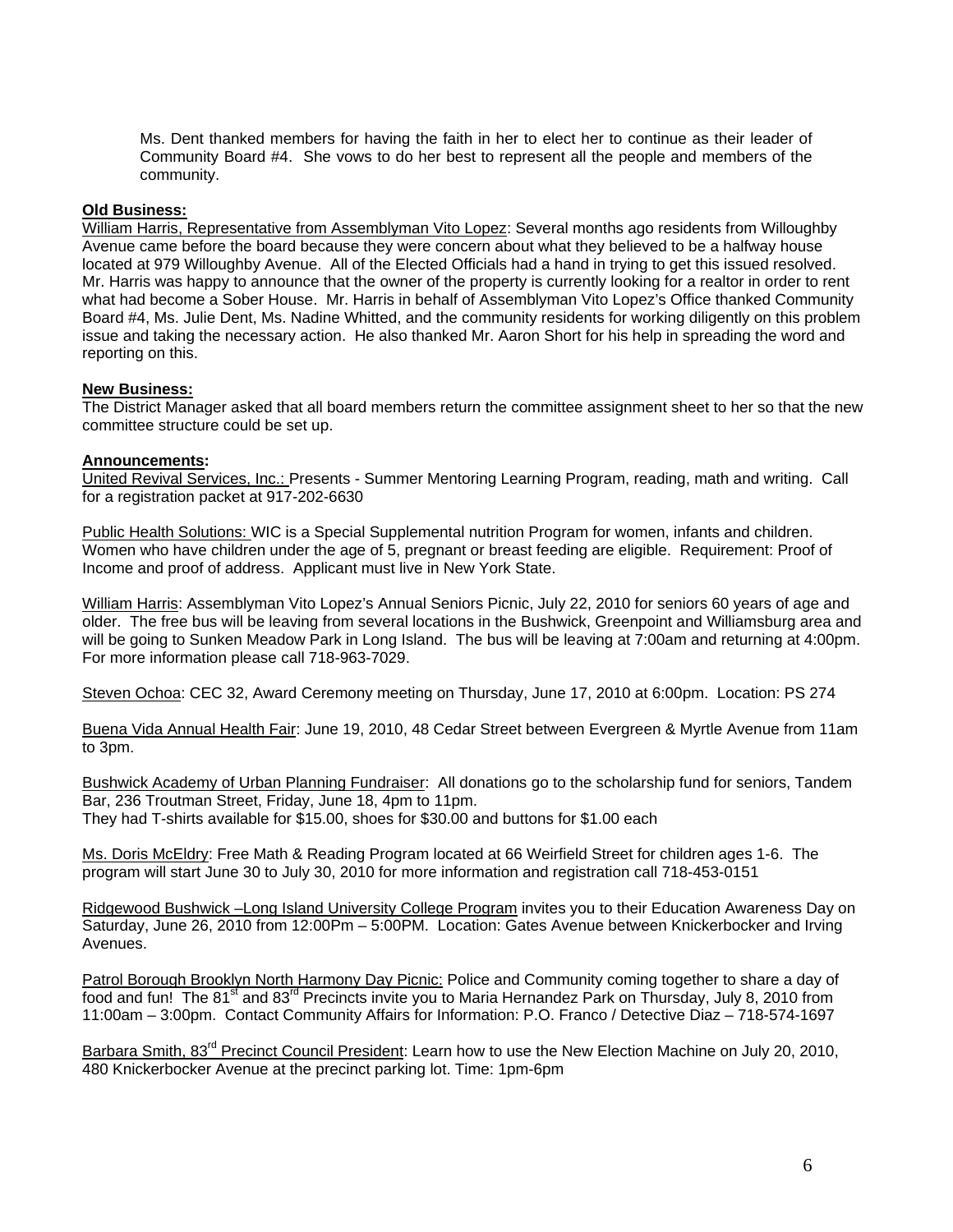Ms. Dent thanked members for having the faith in her to elect her to continue as their leader of Community Board #4. She vows to do her best to represent all the people and members of the community.

**Old Business:**

William Harris, Representative from Assemblyman Vito Lopez: Several months ago residents from Willoughby Avenue came before the board because they were concern about what they believed to be a halfway house located at 979 Willoughby Avenue. All of the Elected Officials had a hand in trying to get this issued resolved. Mr. Harris was happy to announce that the owner of the property is currently looking for a realtor in order to rent what had become a Sober House. Mr. Harris in behalf of Assemblyman Vito Lopez's Office thanked Community Board #4, Ms. Julie Dent, Ms. Nadine Whitted, and the community residents for working diligently on this problem issue and taking the necessary action. He also thanked Mr. Aaron Short for his help in spreading the word and reporting on this.

**New Business:**

The District Manager asked that all board members return the committee assignment sheet to her so that the new committee structure could be set up.

**Announcements:**

United Revival Services, Inc.: Presents - Summer Mentoring Learning Program, reading, math and writing. Call for a registration packet at 917-202-6630

Public Health Solutions: WIC is a Special Supplemental nutrition Program for women, infants and children. Women who have children under the age of 5, pregnant or breast feeding are eligible. Requirement: Proof of Income and proof of address. Applicant must live in New York State.

William Harris: Assemblyman Vito Lopez's Annual Seniors Picnic, July 22, 2010 for seniors 60 years of age and older. The free bus will be leaving from several locations in the Bushwick, Greenpoint and Williamsburg area and will be going to Sunken Meadow Park in Long Island. The bus will be leaving at 7:00am and returning at 4:00pm. For more information please call 718-963-7029.

Steven Ochoa: CEC 32, Award Ceremony meeting on Thursday, June 17, 2010 at 6:00pm. Location: PS 274

Buena Vida Annual Health Fair: June 19, 2010, 48 Cedar Street between Evergreen & Myrtle Avenue from 11am to 3pm.

Bushwick Academy of Urban Planning Fundraiser: All donations go to the scholarship fund for seniors, Tandem Bar, 236 Troutman Street, Friday, June 18, 4pm to 11pm.
They had T-shirts available for $15.00, shoes for $30.00 and buttons for $1.00 each

Ms. Doris McEldry: Free Math & Reading Program located at 66 Weirfield Street for children ages 1-6. The program will start June 30 to July 30, 2010 for more information and registration call 718-453-0151

Ridgewood Bushwick –Long Island University College Program invites you to their Education Awareness Day on Saturday, June 26, 2010 from 12:00PM – 5:00PM. Location: Gates Avenue between Knickerbocker and Irving Avenues.

Patrol Borough Brooklyn North Harmony Day Picnic: Police and Community coming together to share a day of food and fun! The 81st and 83rd Precincts invite you to Maria Hernandez Park on Thursday, July 8, 2010 from 11:00am – 3:00pm. Contact Community Affairs for Information: P.O. Franco / Detective Diaz – 718-574-1697

Barbara Smith, 83rd Precinct Council President: Learn how to use the New Election Machine on July 20, 2010, 480 Knickerbocker Avenue at the precinct parking lot. Time: 1pm-6pm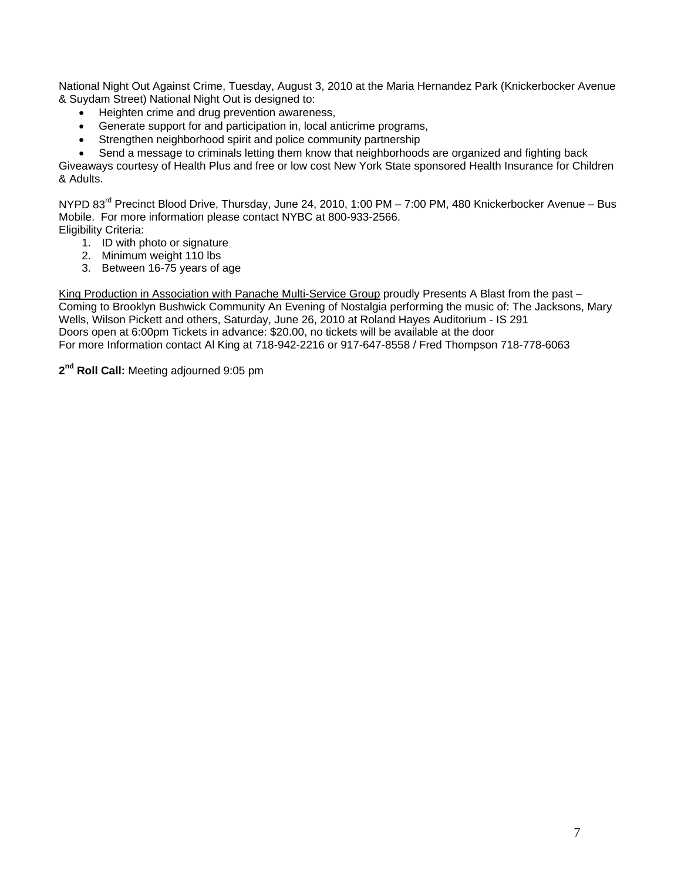National Night Out Against Crime, Tuesday, August 3, 2010 at the Maria Hernandez Park (Knickerbocker Avenue & Suydam Street) National Night Out is designed to:

- Heighten crime and drug prevention awareness,
- Generate support for and participation in, local anticrime programs,
- Strengthen neighborhood spirit and police community partnership
- Send a message to criminals letting them know that neighborhoods are organized and fighting back

Giveaways courtesy of Health Plus and free or low cost New York State sponsored Health Insurance for Children & Adults.

NYPD 83rd Precinct Blood Drive, Thursday, June 24, 2010, 1:00 PM – 7:00 PM, 480 Knickerbocker Avenue – Bus Mobile. For more information please contact NYBC at 800-933-2566.
Eligibility Criteria:

1. ID with photo or signature
2. Minimum weight 110 lbs
3. Between 16-75 years of age

<u>King Production in Association with Panache Multi-Service Group</u> proudly Presents A Blast from the past – Coming to Brooklyn Bushwick Community An Evening of Nostalgia performing the music of: The Jacksons, Mary Wells, Wilson Pickett and others, Saturday, June 26, 2010 at Roland Hayes Auditorium - IS 291
Doors open at 6:00pm Tickets in advance: $20.00, no tickets will be available at the door
For more Information contact Al King at 718-942-2216 or 917-647-8558 / Fred Thompson 718-778-6063

**2nd Roll Call:** Meeting adjourned 9:05 pm